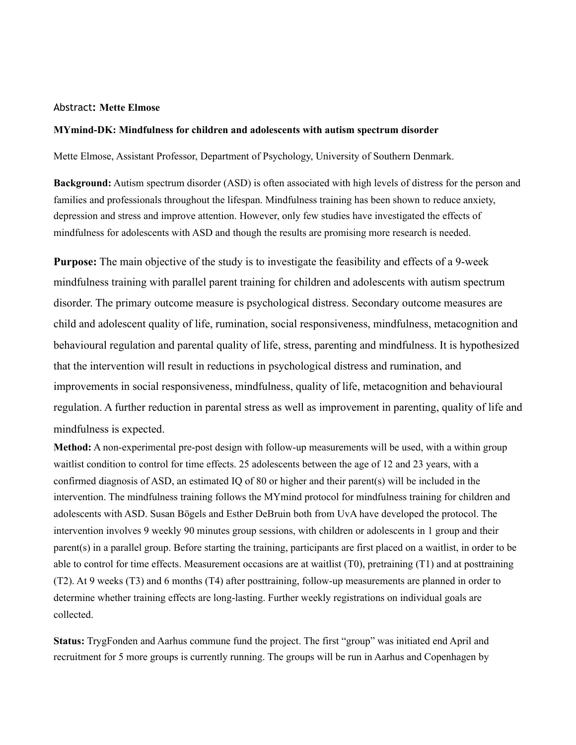Abstract: **Mette Elmose**

**MYmind-DK: Mindfulness for children and adolescents with autism spectrum disorder**

Mette Elmose, Assistant Professor, Department of Psychology, University of Southern Denmark.

**Background:** Autism spectrum disorder (ASD) is often associated with high levels of distress for the person and families and professionals throughout the lifespan. Mindfulness training has been shown to reduce anxiety, depression and stress and improve attention. However, only few studies have investigated the effects of mindfulness for adolescents with ASD and though the results are promising more research is needed.

**Purpose:** The main objective of the study is to investigate the feasibility and effects of a 9-week mindfulness training with parallel parent training for children and adolescents with autism spectrum disorder. The primary outcome measure is psychological distress. Secondary outcome measures are child and adolescent quality of life, rumination, social responsiveness, mindfulness, metacognition and behavioural regulation and parental quality of life, stress, parenting and mindfulness. It is hypothesized that the intervention will result in reductions in psychological distress and rumination, and improvements in social responsiveness, mindfulness, quality of life, metacognition and behavioural regulation. A further reduction in parental stress as well as improvement in parenting, quality of life and mindfulness is expected.

**Method:** A non-experimental pre-post design with follow-up measurements will be used, with a within group waitlist condition to control for time effects. 25 adolescents between the age of 12 and 23 years, with a confirmed diagnosis of ASD, an estimated IQ of 80 or higher and their parent(s) will be included in the intervention. The mindfulness training follows the MYmind protocol for mindfulness training for children and adolescents with ASD. Susan Bögels and Esther DeBruin both from UvA have developed the protocol. The intervention involves 9 weekly 90 minutes group sessions, with children or adolescents in 1 group and their parent(s) in a parallel group. Before starting the training, participants are first placed on a waitlist, in order to be able to control for time effects. Measurement occasions are at waitlist (T0), pretraining (T1) and at posttraining (T2). At 9 weeks (T3) and 6 months (T4) after posttraining, follow-up measurements are planned in order to determine whether training effects are long-lasting. Further weekly registrations on individual goals are collected.

**Status:** TrygFonden and Aarhus commune fund the project. The first "group" was initiated end April and recruitment for 5 more groups is currently running. The groups will be run in Aarhus and Copenhagen by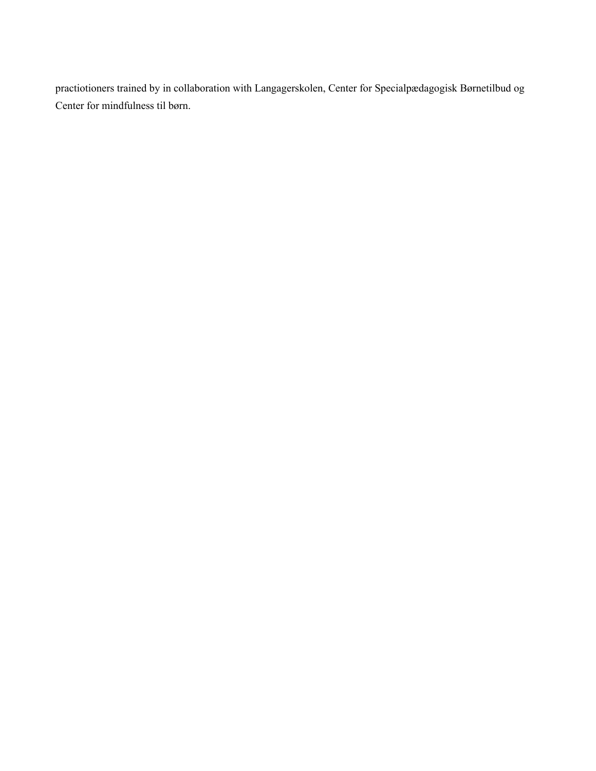practiotioners trained by in collaboration with Langagerskolen, Center for Specialpædagogisk Børnetilbud og Center for mindfulness til børn.